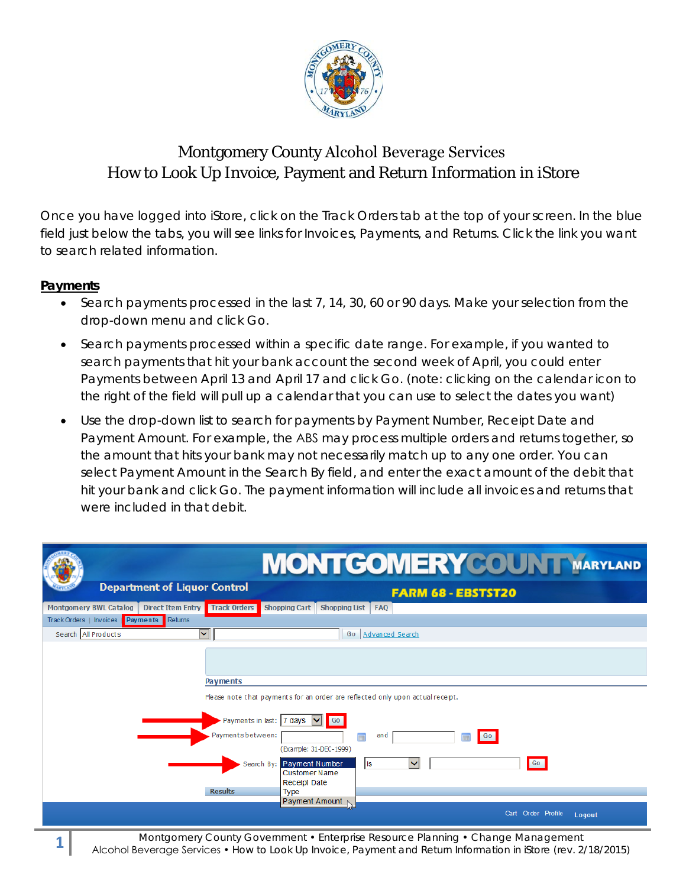# Montgomery County Alcohol Beverage Services
## How to Look Up Invoice, Payment and Return Information in iStore

Once you have logged into iStore, click on the Track Orders tab at the top of your screen. In the blue field just below the tabs, you will see links for Invoices, Payments, and Returns. Click the link you want to search related information.

**Payments**

- Search payments processed in the last 7, 14, 30, 60 or 90 days. Make your selection from the drop-down menu and click Go.
- Search payments processed within a specific date range. For example, if you wanted to search payments that hit your bank account the second week of April, you could enter Payments between April 13 and April 17 and click Go. (note: clicking on the calendar icon to the right of the field will pull up a calendar that you can use to select the dates you want)
- Use the drop-down list to search for payments by Payment Number, Receipt Date and Payment Amount. For example, the ABS may process multiple orders and returns together, so the amount that hits your bank may not necessarily match up to any one order. You can select Payment Amount in the Search By field, and enter the exact amount of the debit that hit your bank and click Go. The payment information will include all invoices and returns that were included in that debit.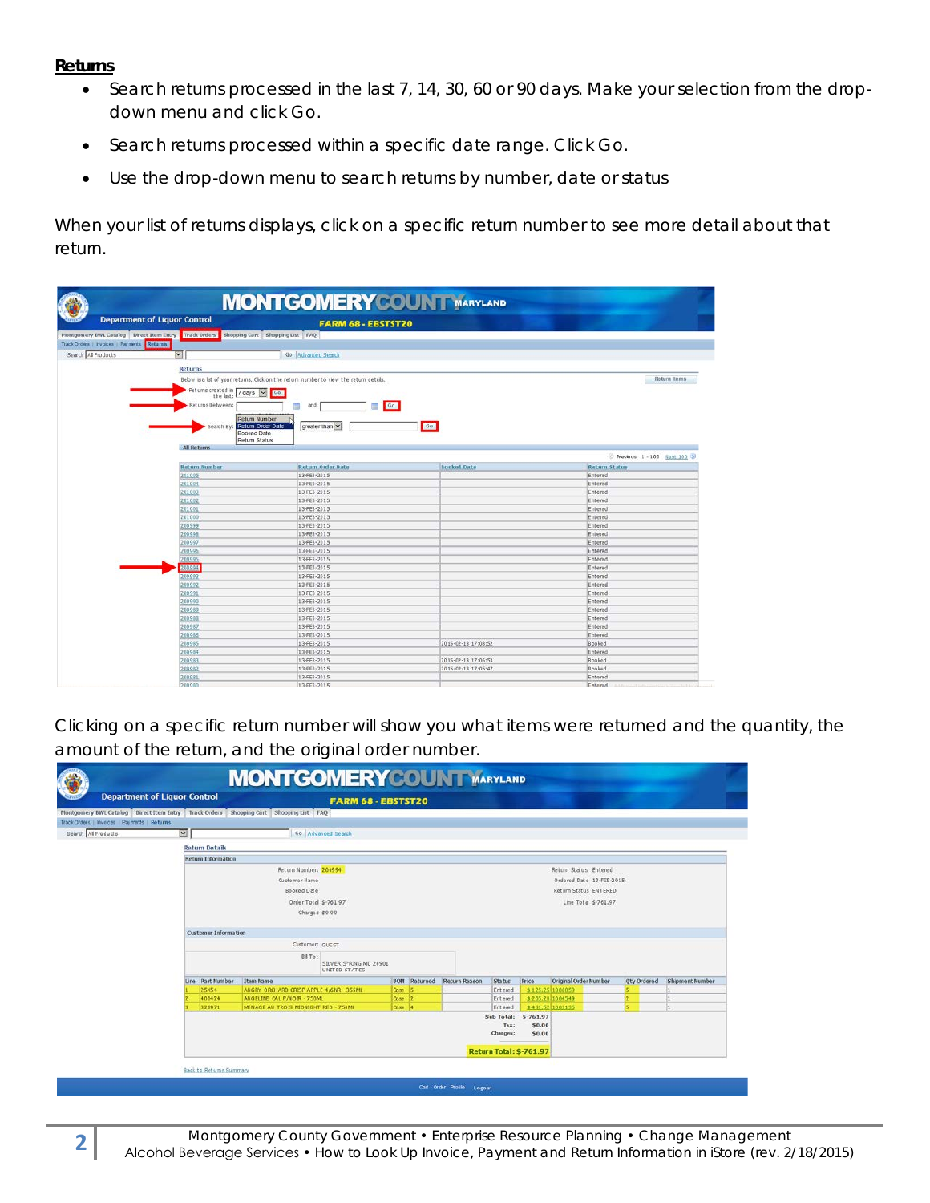## Returns

- Search returns processed in the last 7, 14, 30, 60 or 90 days. Make your selection from the drop-down menu and click Go.
- Search returns processed within a specific date range. Click Go.
- Use the drop-down menu to search returns by number, date or status

When your list of returns displays, click on a specific return number to see more detail about that return.

Clicking on a specific return number will show you what items were returned and the quantity, the amount of the return, and the original order number.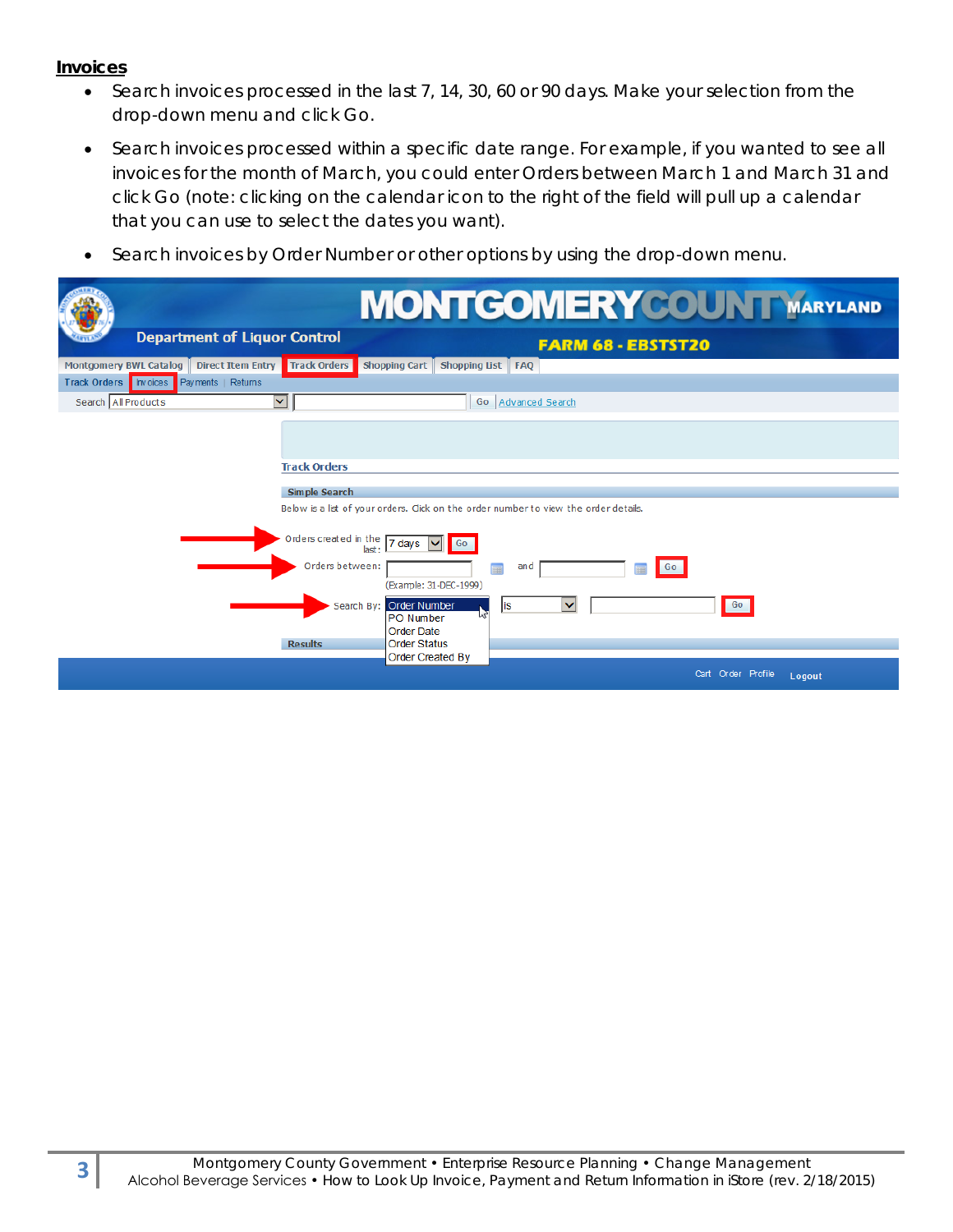## Invoices

- Search invoices processed in the last 7, 14, 30, 60 or 90 days. Make your selection from the drop-down menu and click Go.
- Search invoices processed within a specific date range. For example, if you wanted to see all invoices for the month of March, you could enter Orders between March 1 and March 31 and click Go (note: clicking on the calendar icon to the right of the field will pull up a calendar that you can use to select the dates you want).
- Search invoices by Order Number or other options by using the drop-down menu.